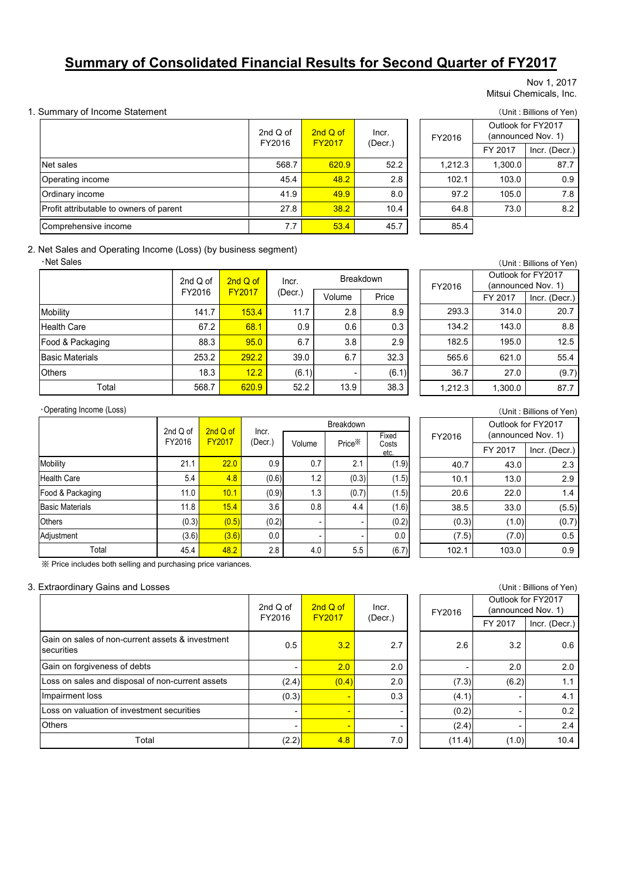# Summary of Consolidated Financial Results for Second Quarter of FY2017

Nov 1, 2017
Mitsui Chemicals, Inc.

## 1. Summary of Income Statement

(Unit : Billions of Yen)

| | 2nd Q of FY2016 | 2nd Q of FY2017 | Incr. (Decr.) | FY2016 | Outlook for FY2017 (announced Nov. 1) | |
|---|---|---|---|---|---|---|
| | | | | | FY 2017 | Incr. (Decr.) |
| Net sales | 568.7 | 620.9 | 52.2 | 1,212.3 | 1,300.0 | 87.7 |
| Operating income | 45.4 | 48.2 | 2.8 | 102.1 | 103.0 | 0.9 |
| Ordinary income | 41.9 | 49.9 | 8.0 | 97.2 | 105.0 | 7.8 |
| Profit attributable to owners of parent | 27.8 | 38.2 | 10.4 | 64.8 | 73.0 | 8.2 |
| Comprehensive income | 7.7 | 53.4 | 45.7 | 85.4 | | |

## 2. Net Sales and Operating Income (Loss) (by business segment)

・Net Sales

(Unit : Billions of Yen)

| | 2nd Q of FY2016 | 2nd Q of FY2017 | Incr. (Decr.) | Breakdown | | FY2016 | Outlook for FY2017 (announced Nov. 1) | |
|---|---|---|---|---|---|---|---|---|
| | | | | Volume | Price | | FY 2017 | Incr. (Decr.) |
| Mobility | 141.7 | 153.4 | 11.7 | 2.8 | 8.9 | 293.3 | 314.0 | 20.7 |
| Health Care | 67.2 | 68.1 | 0.9 | 0.6 | 0.3 | 134.2 | 143.0 | 8.8 |
| Food & Packaging | 88.3 | 95.0 | 6.7 | 3.8 | 2.9 | 182.5 | 195.0 | 12.5 |
| Basic Materials | 253.2 | 292.2 | 39.0 | 6.7 | 32.3 | 565.6 | 621.0 | 55.4 |
| Others | 18.3 | 12.2 | (6.1) | - | (6.1) | 36.7 | 27.0 | (9.7) |
| Total | 568.7 | 620.9 | 52.2 | 13.9 | 38.3 | 1,212.3 | 1,300.0 | 87.7 |

・Operating Income (Loss)

(Unit : Billions of Yen)

| | 2nd Q of FY2016 | 2nd Q of FY2017 | Incr. (Decr.) | Breakdown | | | FY2016 | Outlook for FY2017 (announced Nov. 1) | |
|---|---|---|---|---|---|---|---|---|---|
| | | | | Volume | Price※ | Fixed Costs etc. | | FY 2017 | Incr. (Decr.) |
| Mobility | 21.1 | 22.0 | 0.9 | 0.7 | 2.1 | (1.9) | 40.7 | 43.0 | 2.3 |
| Health Care | 5.4 | 4.8 | (0.6) | 1.2 | (0.3) | (1.5) | 10.1 | 13.0 | 2.9 |
| Food & Packaging | 11.0 | 10.1 | (0.9) | 1.3 | (0.7) | (1.5) | 20.6 | 22.0 | 1.4 |
| Basic Materials | 11.8 | 15.4 | 3.6 | 0.8 | 4.4 | (1.6) | 38.5 | 33.0 | (5.5) |
| Others | (0.3) | (0.5) | (0.2) | - | - | (0.2) | (0.3) | (1.0) | (0.7) |
| Adjustment | (3.6) | (3.6) | 0.0 | - | - | 0.0 | (7.5) | (7.0) | 0.5 |
| Total | 45.4 | 48.2 | 2.8 | 4.0 | 5.5 | (6.7) | 102.1 | 103.0 | 0.9 |

※ Price includes both selling and purchasing price variances.

## 3. Extraordinary Gains and Losses

(Unit : Billions of Yen)

| | 2nd Q of FY2016 | 2nd Q of FY2017 | Incr. (Decr.) | FY2016 | Outlook for FY2017 (announced Nov. 1) | |
|---|---|---|---|---|---|---|
| | | | | | FY 2017 | Incr. (Decr.) |
| Gain on sales of non-current assets & investment securities | 0.5 | 3.2 | 2.7 | 2.6 | 3.2 | 0.6 |
| Gain on forgiveness of debts | - | 2.0 | 2.0 | - | 2.0 | 2.0 |
| Loss on sales and disposal of non-current assets | (2.4) | (0.4) | 2.0 | (7.3) | (6.2) | 1.1 |
| Impairment loss | (0.3) | - | 0.3 | (4.1) | - | 4.1 |
| Loss on valuation of investment securities | - | - | - | (0.2) | - | 0.2 |
| Others | - | - | - | (2.4) | - | 2.4 |
| Total | (2.2) | 4.8 | 7.0 | (11.4) | (1.0) | 10.4 |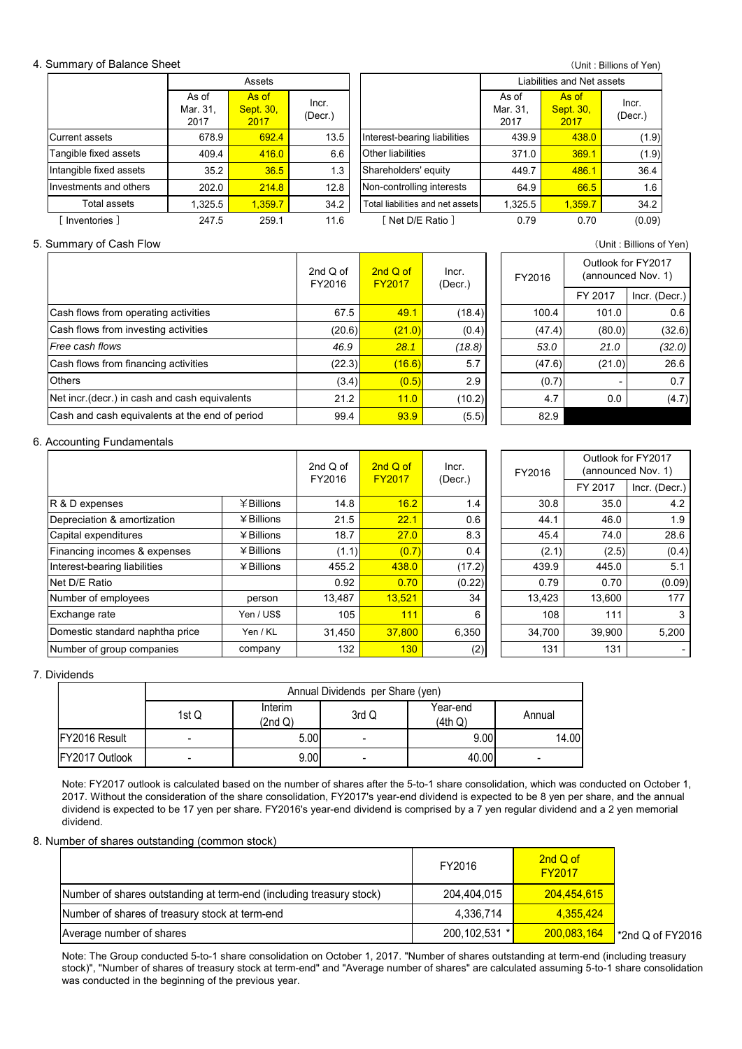## 4. Summary of Balance Sheet

(Unit : Billions of Yen)

| | Assets | | | | Liabilities and Net assets | | |
|---|---|---|---|---|---|---|---|
| | As of Mar. 31, 2017 | As of Sept. 30, 2017 | Incr. (Decr.) | | As of Mar. 31, 2017 | As of Sept. 30, 2017 | Incr. (Decr.) |
| Current assets | 678.9 | 692.4 | 13.5 | Interest-bearing liabilities | 439.9 | 438.0 | (1.9) |
| Tangible fixed assets | 409.4 | 416.0 | 6.6 | Other liabilities | 371.0 | 369.1 | (1.9) |
| Intangible fixed assets | 35.2 | 36.5 | 1.3 | Shareholders' equity | 449.7 | 486.1 | 36.4 |
| Investments and others | 202.0 | 214.8 | 12.8 | Non-controlling interests | 64.9 | 66.5 | 1.6 |
| Total assets | 1,325.5 | 1,359.7 | 34.2 | Total liabilities and net assets | 1,325.5 | 1,359.7 | 34.2 |
| [ Inventories ] | 247.5 | 259.1 | 11.6 | [ Net D/E Ratio ] | 0.79 | 0.70 | (0.09) |

## 5. Summary of Cash Flow

(Unit : Billions of Yen)

| | 2nd Q of FY2016 | 2nd Q of FY2017 | Incr. (Decr.) | FY2016 | Outlook for FY2017 (announced Nov. 1) | |
|---|---|---|---|---|---|---|
| | | | | | FY 2017 | Incr. (Decr.) |
| Cash flows from operating activities | 67.5 | 49.1 | (18.4) | 100.4 | 101.0 | 0.6 |
| Cash flows from investing activities | (20.6) | (21.0) | (0.4) | (47.4) | (80.0) | (32.6) |
| *Free cash flows* | *46.9* | *28.1* | *(18.8)* | *53.0* | *21.0* | *(32.0)* |
| Cash flows from financing activities | (22.3) | (16.6) | 5.7 | (47.6) | (21.0) | 26.6 |
| Others | (3.4) | (0.5) | 2.9 | (0.7) | - | 0.7 |
| Net incr.(decr.) in cash and cash equivalents | 21.2 | 11.0 | (10.2) | 4.7 | 0.0 | (4.7) |
| Cash and cash equivalents at the end of period | 99.4 | 93.9 | (5.5) | 82.9 | | |

## 6. Accounting Fundamentals

| | | 2nd Q of FY2016 | 2nd Q of FY2017 | Incr. (Decr.) | FY2016 | Outlook for FY2017 (announced Nov. 1) | |
|---|---|---|---|---|---|---|---|
| | | | | | | FY 2017 | Incr. (Decr.) |
| R & D expenses | ¥Billions | 14.8 | 16.2 | 1.4 | 30.8 | 35.0 | 4.2 |
| Depreciation & amortization | ¥Billions | 21.5 | 22.1 | 0.6 | 44.1 | 46.0 | 1.9 |
| Capital expenditures | ¥Billions | 18.7 | 27.0 | 8.3 | 45.4 | 74.0 | 28.6 |
| Financing incomes & expenses | ¥Billions | (1.1) | (0.7) | 0.4 | (2.1) | (2.5) | (0.4) |
| Interest-bearing liabilities | ¥Billions | 455.2 | 438.0 | (17.2) | 439.9 | 445.0 | 5.1 |
| Net D/E Ratio | | 0.92 | 0.70 | (0.22) | 0.79 | 0.70 | (0.09) |
| Number of employees | person | 13,487 | 13,521 | 34 | 13,423 | 13,600 | 177 |
| Exchange rate | Yen / US$ | 105 | 111 | 6 | 108 | 111 | 3 |
| Domestic standard naphtha price | Yen / KL | 31,450 | 37,800 | 6,350 | 34,700 | 39,900 | 5,200 |
| Number of group companies | company | 132 | 130 | (2) | 131 | 131 | - |

## 7. Dividends

| | Annual Dividends per Share (yen) | | | | |
|---|---|---|---|---|---|
| | 1st Q | Interim (2nd Q) | 3rd Q | Year-end (4th Q) | Annual |
| FY2016 Result | - | 5.00 | - | 9.00 | 14.00 |
| FY2017 Outlook | - | 9.00 | - | 40.00 | - |

Note: FY2017 outlook is calculated based on the number of shares after the 5-to-1 share consolidation, which was conducted on October 1, 2017. Without the consideration of the share consolidation, FY2017's year-end dividend is expected to be 8 yen per share, and the annual dividend is expected to be 17 yen per share. FY2016's year-end dividend is comprised by a 7 yen regular dividend and a 2 yen memorial dividend.

## 8. Number of shares outstanding (common stock)

| | FY2016 | 2nd Q of FY2017 |
|---|---|---|
| Number of shares outstanding at term-end (including treasury stock) | 204,404,015 | 204,454,615 |
| Number of shares of treasury stock at term-end | 4,336,714 | 4,355,424 |
| Average number of shares | 200,102,531 * | 200,083,164 |

*2nd Q of FY2016

Note: The Group conducted 5-to-1 share consolidation on October 1, 2017. "Number of shares outstanding at term-end (including treasury stock)", "Number of shares of treasury stock at term-end" and "Average number of shares" are calculated assuming 5-to-1 share consolidation was conducted in the beginning of the previous year.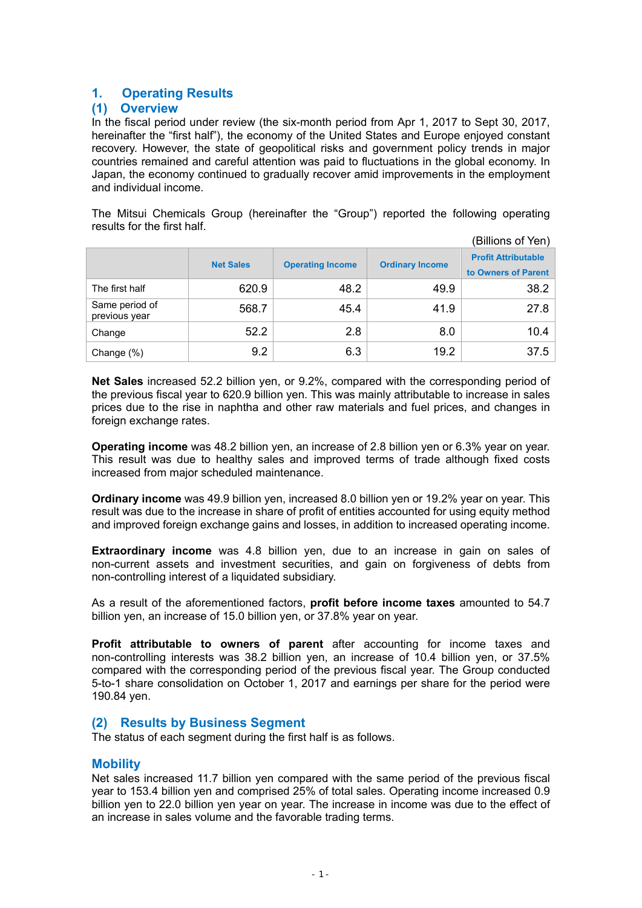# 1. Operating Results

## (1) Overview

In the fiscal period under review (the six-month period from Apr 1, 2017 to Sept 30, 2017, hereinafter the "first half"), the economy of the United States and Europe enjoyed constant recovery. However, the state of geopolitical risks and government policy trends in major countries remained and careful attention was paid to fluctuations in the global economy. In Japan, the economy continued to gradually recover amid improvements in the employment and individual income.

The Mitsui Chemicals Group (hereinafter the "Group") reported the following operating results for the first half.

(Billions of Yen)

| | Net Sales | Operating Income | Ordinary Income | Profit Attributable to Owners of Parent |
|---|---|---|---|---|
| The first half | 620.9 | 48.2 | 49.9 | 38.2 |
| Same period of previous year | 568.7 | 45.4 | 41.9 | 27.8 |
| Change | 52.2 | 2.8 | 8.0 | 10.4 |
| Change (%) | 9.2 | 6.3 | 19.2 | 37.5 |

**Net Sales** increased 52.2 billion yen, or 9.2%, compared with the corresponding period of the previous fiscal year to 620.9 billion yen. This was mainly attributable to increase in sales prices due to the rise in naphtha and other raw materials and fuel prices, and changes in foreign exchange rates.

**Operating income** was 48.2 billion yen, an increase of 2.8 billion yen or 6.3% year on year. This result was due to healthy sales and improved terms of trade although fixed costs increased from major scheduled maintenance.

**Ordinary income** was 49.9 billion yen, increased 8.0 billion yen or 19.2% year on year. This result was due to the increase in share of profit of entities accounted for using equity method and improved foreign exchange gains and losses, in addition to increased operating income.

**Extraordinary income** was 4.8 billion yen, due to an increase in gain on sales of non-current assets and investment securities, and gain on forgiveness of debts from non-controlling interest of a liquidated subsidiary.

As a result of the aforementioned factors, **profit before income taxes** amounted to 54.7 billion yen, an increase of 15.0 billion yen, or 37.8% year on year.

**Profit attributable to owners of parent** after accounting for income taxes and non-controlling interests was 38.2 billion yen, an increase of 10.4 billion yen, or 37.5% compared with the corresponding period of the previous fiscal year. The Group conducted 5-to-1 share consolidation on October 1, 2017 and earnings per share for the period were 190.84 yen.

## (2) Results by Business Segment

The status of each segment during the first half is as follows.

### Mobility

Net sales increased 11.7 billion yen compared with the same period of the previous fiscal year to 153.4 billion yen and comprised 25% of total sales. Operating income increased 0.9 billion yen to 22.0 billion yen year on year. The increase in income was due to the effect of an increase in sales volume and the favorable trading terms.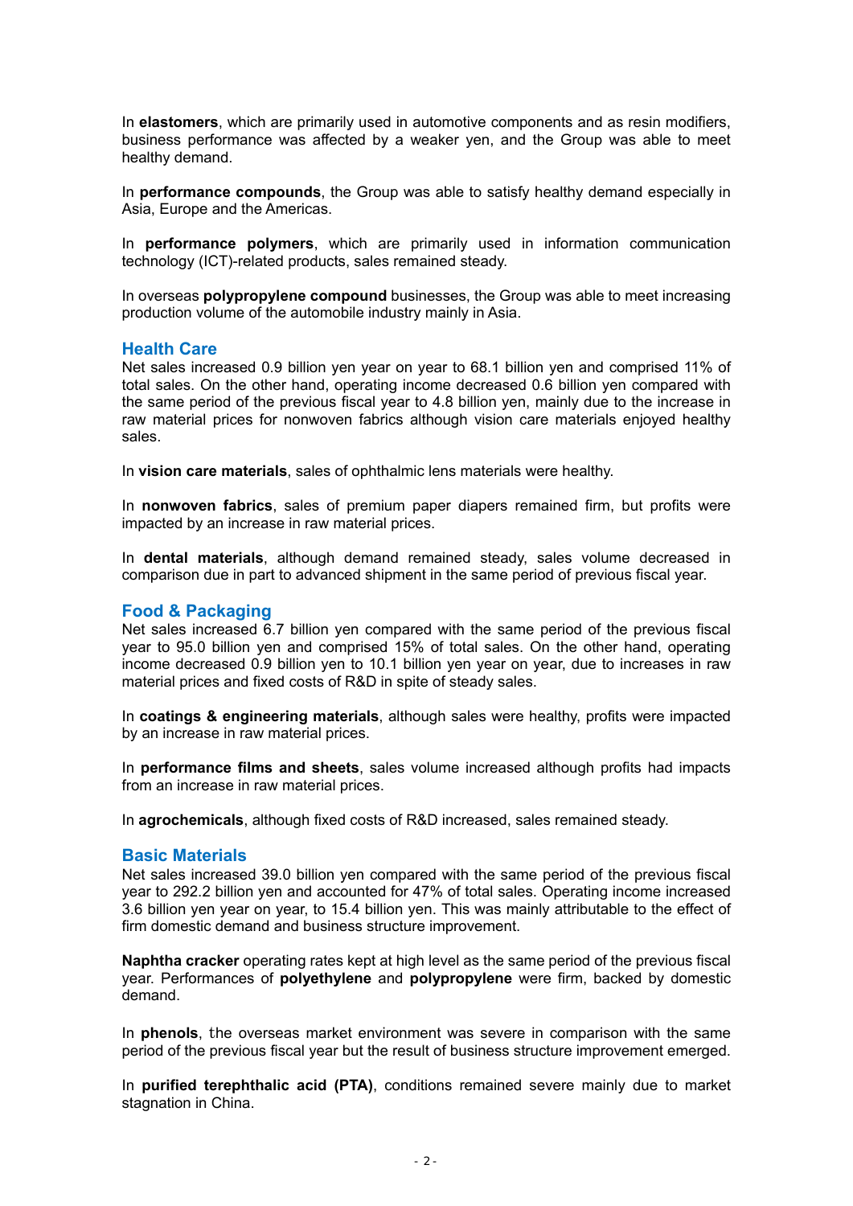In **elastomers**, which are primarily used in automotive components and as resin modifiers, business performance was affected by a weaker yen, and the Group was able to meet healthy demand.

In **performance compounds**, the Group was able to satisfy healthy demand especially in Asia, Europe and the Americas.

In **performance polymers**, which are primarily used in information communication technology (ICT)-related products, sales remained steady.

In overseas **polypropylene compound** businesses, the Group was able to meet increasing production volume of the automobile industry mainly in Asia.

## Health Care

Net sales increased 0.9 billion yen year on year to 68.1 billion yen and comprised 11% of total sales. On the other hand, operating income decreased 0.6 billion yen compared with the same period of the previous fiscal year to 4.8 billion yen, mainly due to the increase in raw material prices for nonwoven fabrics although vision care materials enjoyed healthy sales.

In **vision care materials**, sales of ophthalmic lens materials were healthy.

In **nonwoven fabrics**, sales of premium paper diapers remained firm, but profits were impacted by an increase in raw material prices.

In **dental materials**, although demand remained steady, sales volume decreased in comparison due in part to advanced shipment in the same period of previous fiscal year.

## Food & Packaging

Net sales increased 6.7 billion yen compared with the same period of the previous fiscal year to 95.0 billion yen and comprised 15% of total sales. On the other hand, operating income decreased 0.9 billion yen to 10.1 billion yen year on year, due to increases in raw material prices and fixed costs of R&D in spite of steady sales.

In **coatings & engineering materials**, although sales were healthy, profits were impacted by an increase in raw material prices.

In **performance films and sheets**, sales volume increased although profits had impacts from an increase in raw material prices.

In **agrochemicals**, although fixed costs of R&D increased, sales remained steady.

## Basic Materials

Net sales increased 39.0 billion yen compared with the same period of the previous fiscal year to 292.2 billion yen and accounted for 47% of total sales. Operating income increased 3.6 billion yen year on year, to 15.4 billion yen. This was mainly attributable to the effect of firm domestic demand and business structure improvement.

**Naphtha cracker** operating rates kept at high level as the same period of the previous fiscal year. Performances of **polyethylene** and **polypropylene** were firm, backed by domestic demand.

In **phenols**, the overseas market environment was severe in comparison with the same period of the previous fiscal year but the result of business structure improvement emerged.

In **purified terephthalic acid (PTA)**, conditions remained severe mainly due to market stagnation in China.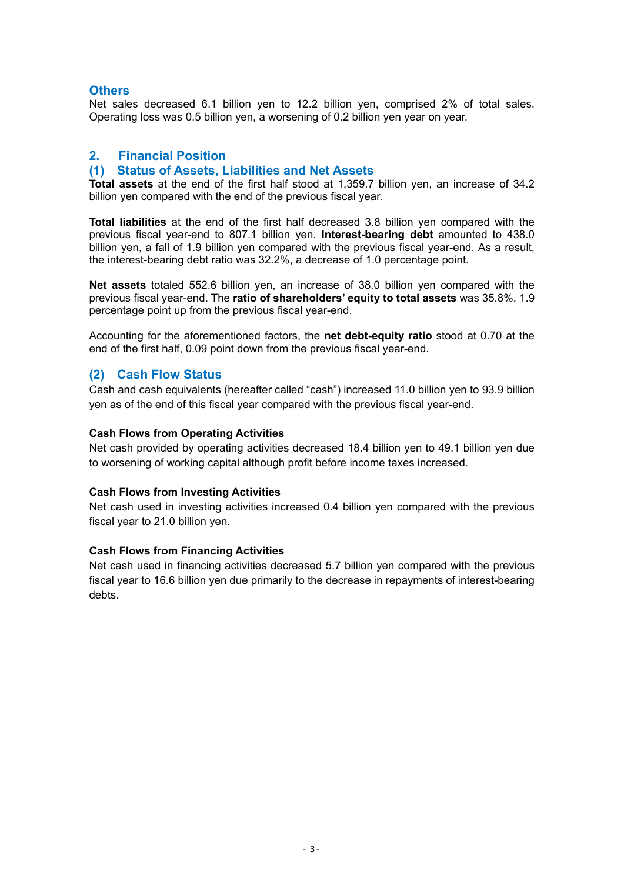### Others

Net sales decreased 6.1 billion yen to 12.2 billion yen, comprised 2% of total sales. Operating loss was 0.5 billion yen, a worsening of 0.2 billion yen year on year.

## 2. Financial Position

### (1) Status of Assets, Liabilities and Net Assets

**Total assets** at the end of the first half stood at 1,359.7 billion yen, an increase of 34.2 billion yen compared with the end of the previous fiscal year.

**Total liabilities** at the end of the first half decreased 3.8 billion yen compared with the previous fiscal year-end to 807.1 billion yen. **Interest-bearing debt** amounted to 438.0 billion yen, a fall of 1.9 billion yen compared with the previous fiscal year-end. As a result, the interest-bearing debt ratio was 32.2%, a decrease of 1.0 percentage point.

**Net assets** totaled 552.6 billion yen, an increase of 38.0 billion yen compared with the previous fiscal year-end. The **ratio of shareholders' equity to total assets** was 35.8%, 1.9 percentage point up from the previous fiscal year-end.

Accounting for the aforementioned factors, the **net debt-equity ratio** stood at 0.70 at the end of the first half, 0.09 point down from the previous fiscal year-end.

### (2) Cash Flow Status

Cash and cash equivalents (hereafter called "cash") increased 11.0 billion yen to 93.9 billion yen as of the end of this fiscal year compared with the previous fiscal year-end.

**Cash Flows from Operating Activities**

Net cash provided by operating activities decreased 18.4 billion yen to 49.1 billion yen due to worsening of working capital although profit before income taxes increased.

**Cash Flows from Investing Activities**

Net cash used in investing activities increased 0.4 billion yen compared with the previous fiscal year to 21.0 billion yen.

**Cash Flows from Financing Activities**

Net cash used in financing activities decreased 5.7 billion yen compared with the previous fiscal year to 16.6 billion yen due primarily to the decrease in repayments of interest-bearing debts.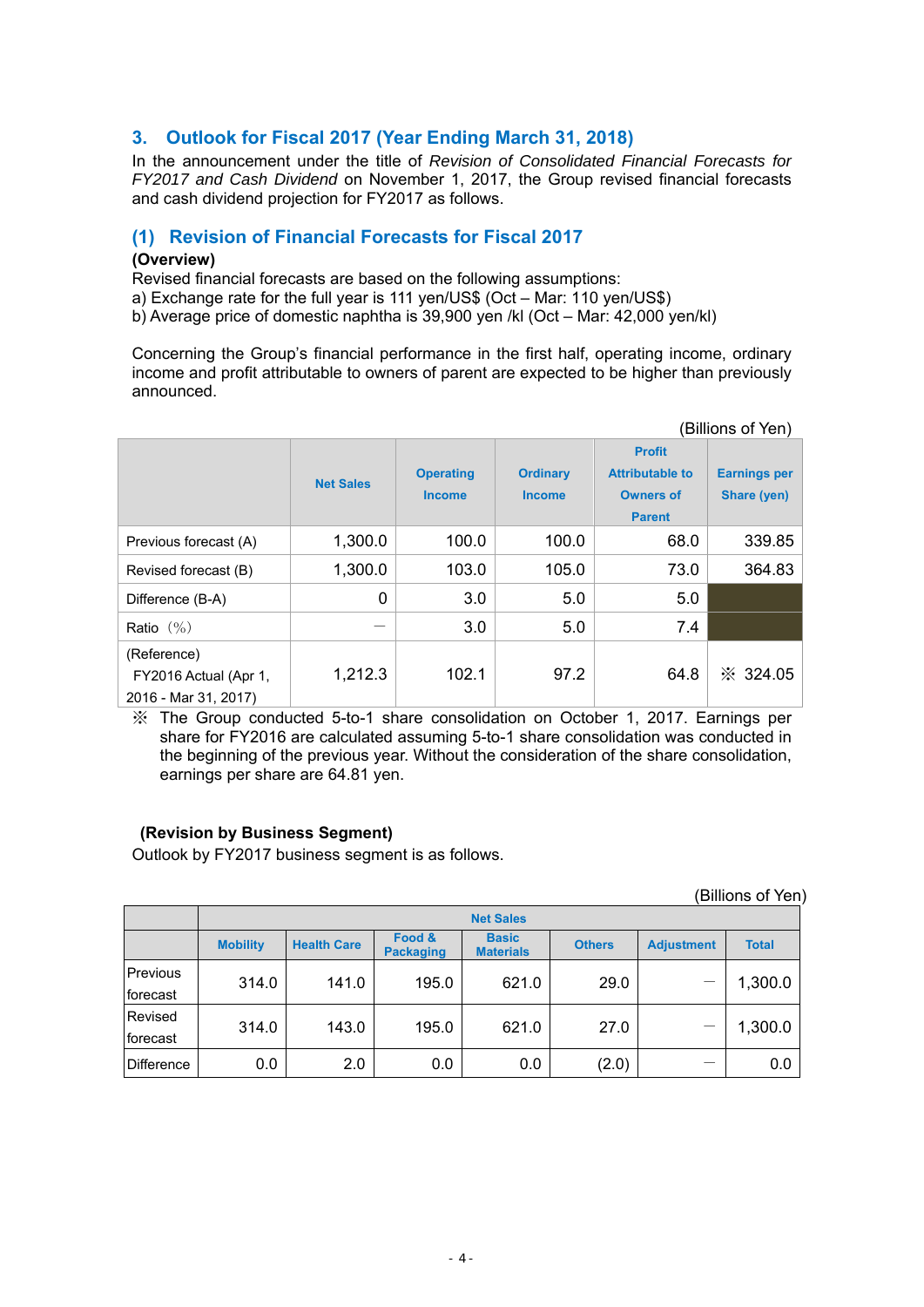## 3. Outlook for Fiscal 2017 (Year Ending March 31, 2018)

In the announcement under the title of *Revision of Consolidated Financial Forecasts for FY2017 and Cash Dividend* on November 1, 2017, the Group revised financial forecasts and cash dividend projection for FY2017 as follows.

### (1) Revision of Financial Forecasts for Fiscal 2017

**(Overview)**

Revised financial forecasts are based on the following assumptions:
a) Exchange rate for the full year is 111 yen/US$ (Oct – Mar: 110 yen/US$)
b) Average price of domestic naphtha is 39,900 yen /kl (Oct – Mar: 42,000 yen/kl)

Concerning the Group's financial performance in the first half, operating income, ordinary income and profit attributable to owners of parent are expected to be higher than previously announced.

(Billions of Yen)

| | Net Sales | Operating Income | Ordinary Income | Profit Attributable to Owners of Parent | Earnings per Share (yen) |
|---|---|---|---|---|---|
| Previous forecast (A) | 1,300.0 | 100.0 | 100.0 | 68.0 | 339.85 |
| Revised forecast (B) | 1,300.0 | 103.0 | 105.0 | 73.0 | 364.83 |
| Difference (B-A) | 0 | 3.0 | 5.0 | 5.0 | |
| Ratio (%) | — | 3.0 | 5.0 | 7.4 | |
| (Reference) FY2016 Actual (Apr 1, 2016 - Mar 31, 2017) | 1,212.3 | 102.1 | 97.2 | 64.8 | ※ 324.05 |

※ The Group conducted 5-to-1 share consolidation on October 1, 2017. Earnings per share for FY2016 are calculated assuming 5-to-1 share consolidation was conducted in the beginning of the previous year. Without the consideration of the share consolidation, earnings per share are 64.81 yen.

**(Revision by Business Segment)**

Outlook by FY2017 business segment is as follows.

(Billions of Yen)

| | Net Sales | | | | | | |
|---|---|---|---|---|---|---|---|
| | Mobility | Health Care | Food & Packaging | Basic Materials | Others | Adjustment | Total |
| Previous forecast | 314.0 | 141.0 | 195.0 | 621.0 | 29.0 | — | 1,300.0 |
| Revised forecast | 314.0 | 143.0 | 195.0 | 621.0 | 27.0 | — | 1,300.0 |
| Difference | 0.0 | 2.0 | 0.0 | 0.0 | (2.0) | — | 0.0 |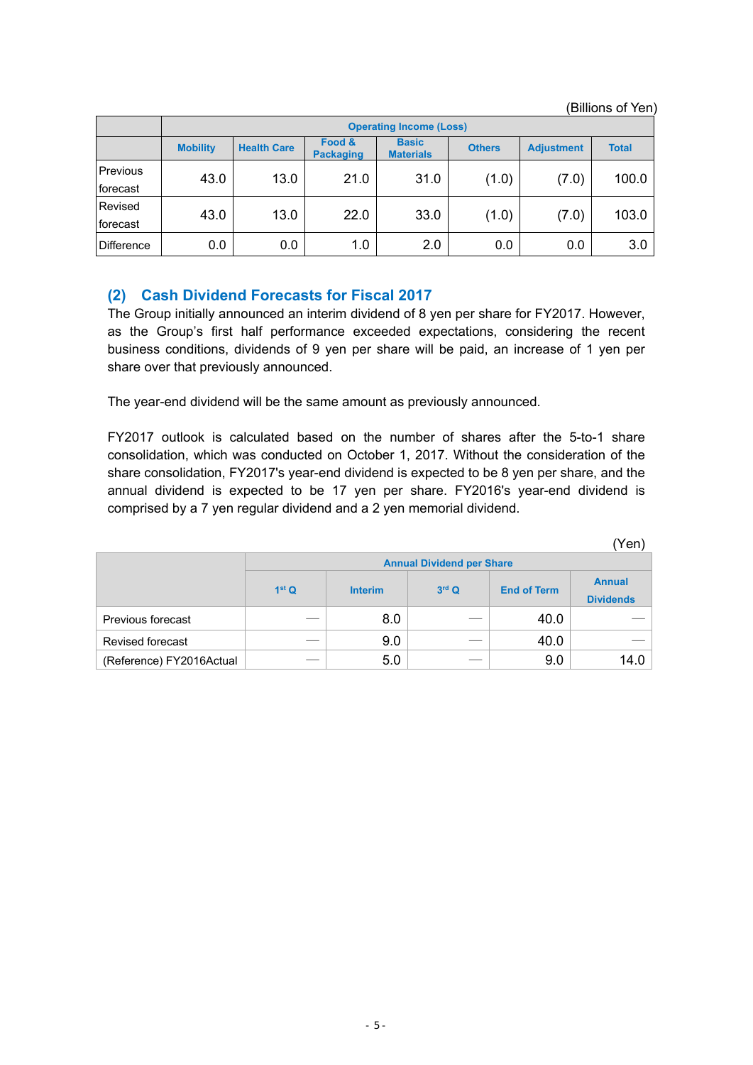(Billions of Yen)

| | Operating Income (Loss) | | | | | | |
|---|---|---|---|---|---|---|---|
| | Mobility | Health Care | Food & Packaging | Basic Materials | Others | Adjustment | Total |
| Previous forecast | 43.0 | 13.0 | 21.0 | 31.0 | (1.0) | (7.0) | 100.0 |
| Revised forecast | 43.0 | 13.0 | 22.0 | 33.0 | (1.0) | (7.0) | 103.0 |
| Difference | 0.0 | 0.0 | 1.0 | 2.0 | 0.0 | 0.0 | 3.0 |

## (2) Cash Dividend Forecasts for Fiscal 2017

The Group initially announced an interim dividend of 8 yen per share for FY2017. However, as the Group's first half performance exceeded expectations, considering the recent business conditions, dividends of 9 yen per share will be paid, an increase of 1 yen per share over that previously announced.

The year-end dividend will be the same amount as previously announced.

FY2017 outlook is calculated based on the number of shares after the 5-to-1 share consolidation, which was conducted on October 1, 2017. Without the consideration of the share consolidation, FY2017's year-end dividend is expected to be 8 yen per share, and the annual dividend is expected to be 17 yen per share. FY2016's year-end dividend is comprised by a 7 yen regular dividend and a 2 yen memorial dividend.

(Yen)

| | Annual Dividend per Share | | | | |
|---|---|---|---|---|---|
| | 1st Q | Interim | 3rd Q | End of Term | Annual Dividends |
| Previous forecast | — | 8.0 | — | 40.0 | — |
| Revised forecast | — | 9.0 | — | 40.0 | — |
| (Reference) FY2016Actual | — | 5.0 | — | 9.0 | 14.0 |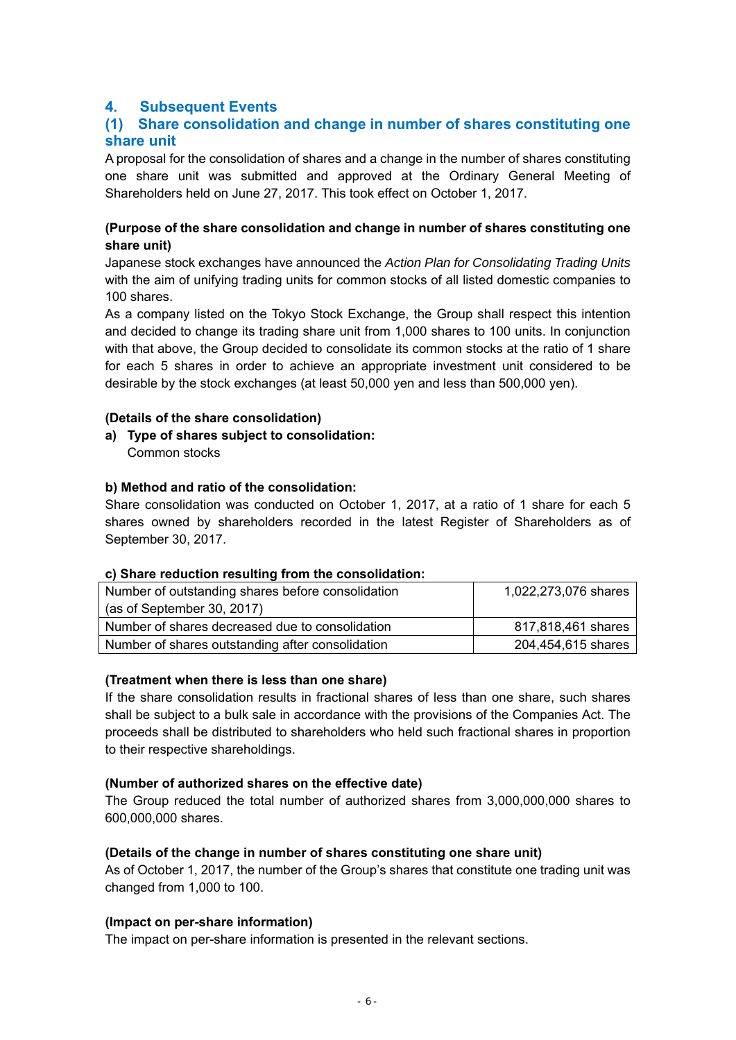## 4. Subsequent Events

### (1) Share consolidation and change in number of shares constituting one share unit

A proposal for the consolidation of shares and a change in the number of shares constituting one share unit was submitted and approved at the Ordinary General Meeting of Shareholders held on June 27, 2017. This took effect on October 1, 2017.

**(Purpose of the share consolidation and change in number of shares constituting one share unit)**

Japanese stock exchanges have announced the *Action Plan for Consolidating Trading Units* with the aim of unifying trading units for common stocks of all listed domestic companies to 100 shares.

As a company listed on the Tokyo Stock Exchange, the Group shall respect this intention and decided to change its trading share unit from 1,000 shares to 100 units. In conjunction with that above, the Group decided to consolidate its common stocks at the ratio of 1 share for each 5 shares in order to achieve an appropriate investment unit considered to be desirable by the stock exchanges (at least 50,000 yen and less than 500,000 yen).

**(Details of the share consolidation)**

**a) Type of shares subject to consolidation:**

Common stocks

**b) Method and ratio of the consolidation:**

Share consolidation was conducted on October 1, 2017, at a ratio of 1 share for each 5 shares owned by shareholders recorded in the latest Register of Shareholders as of September 30, 2017.

**c) Share reduction resulting from the consolidation:**

| | |
|---|---|
| Number of outstanding shares before consolidation (as of September 30, 2017) | 1,022,273,076 shares |
| Number of shares decreased due to consolidation | 817,818,461 shares |
| Number of shares outstanding after consolidation | 204,454,615 shares |

**(Treatment when there is less than one share)**

If the share consolidation results in fractional shares of less than one share, such shares shall be subject to a bulk sale in accordance with the provisions of the Companies Act. The proceeds shall be distributed to shareholders who held such fractional shares in proportion to their respective shareholdings.

**(Number of authorized shares on the effective date)**

The Group reduced the total number of authorized shares from 3,000,000,000 shares to 600,000,000 shares.

**(Details of the change in number of shares constituting one share unit)**

As of October 1, 2017, the number of the Group's shares that constitute one trading unit was changed from 1,000 to 100.

**(Impact on per-share information)**

The impact on per-share information is presented in the relevant sections.